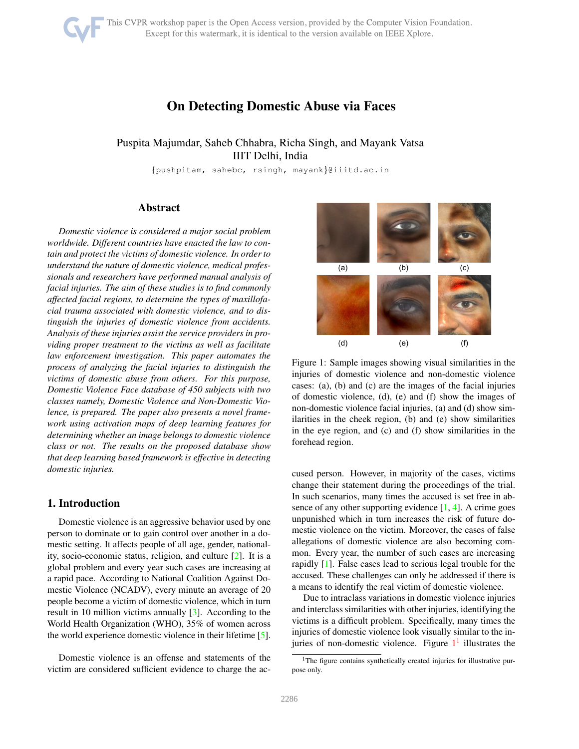# On Detecting Domestic Abuse via Faces

Puspita Majumdar, Saheb Chhabra, Richa Singh, and Mayank Vatsa
IIIT Delhi, India
{pushpitam, sahebc, rsingh, mayank}@iiitd.ac.in

## Abstract

*Domestic violence is considered a major social problem worldwide. Different countries have enacted the law to contain and protect the victims of domestic violence. In order to understand the nature of domestic violence, medical professionals and researchers have performed manual analysis of facial injuries. The aim of these studies is to find commonly affected facial regions, to determine the types of maxillofacial trauma associated with domestic violence, and to distinguish the injuries of domestic violence from accidents. Analysis of these injuries assist the service providers in providing proper treatment to the victims as well as facilitate law enforcement investigation. This paper automates the process of analyzing the facial injuries to distinguish the victims of domestic abuse from others. For this purpose, Domestic Violence Face database of 450 subjects with two classes namely, Domestic Violence and Non-Domestic Violence, is prepared. The paper also presents a novel framework using activation maps of deep learning features for determining whether an image belongs to domestic violence class or not. The results on the proposed database show that deep learning based framework is effective in detecting domestic injuries.*

## 1. Introduction

Domestic violence is an aggressive behavior used by one person to dominate or to gain control over another in a domestic setting. It affects people of all age, gender, nationality, socio-economic status, religion, and culture [2]. It is a global problem and every year such cases are increasing at a rapid pace. According to National Coalition Against Domestic Violence (NCADV), every minute an average of 20 people become a victim of domestic violence, which in turn result in 10 million victims annually [3]. According to the World Health Organization (WHO), 35% of women across the world experience domestic violence in their lifetime [5].

Domestic violence is an offense and statements of the victim are considered sufficient evidence to charge the accused person. However, in majority of the cases, victims change their statement during the proceedings of the trial. In such scenarios, many times the accused is set free in absence of any other supporting evidence [1, 4]. A crime goes unpunished which in turn increases the risk of future domestic violence on the victim. Moreover, the cases of false allegations of domestic violence are also becoming common. Every year, the number of such cases are increasing rapidly [1]. False cases lead to serious legal trouble for the accused. These challenges can only be addressed if there is a means to identify the real victim of domestic violence.

Due to intraclass variations in domestic violence injuries and interclass similarities with other injuries, identifying the victims is a difficult problem. Specifically, many times the injuries of domestic violence look visually similar to the injuries of non-domestic violence. Figure 1[1] illustrates the

Figure 1: Sample images showing visual similarities in the injuries of domestic violence and non-domestic violence cases: (a), (b) and (c) are the images of the facial injuries of domestic violence, (d), (e) and (f) show the images of non-domestic violence facial injuries, (a) and (d) show similarities in the cheek region, (b) and (e) show similarities in the eye region, and (c) and (f) show similarities in the forehead region.

[1] The figure contains synthetically created injuries for illustrative purpose only.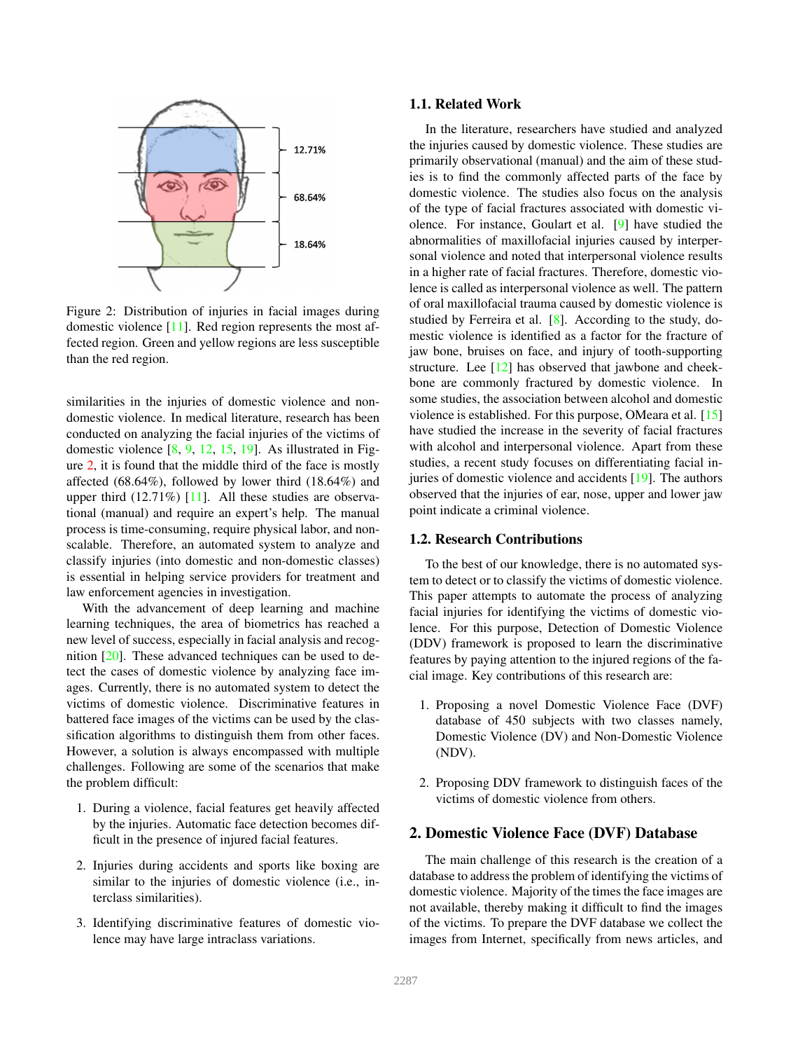Figure 2: Distribution of injuries in facial images during domestic violence [11]. Red region represents the most affected region. Green and yellow regions are less susceptible than the red region.

similarities in the injuries of domestic violence and non-domestic violence. In medical literature, research has been conducted on analyzing the facial injuries of the victims of domestic violence [8, 9, 12, 15, 19]. As illustrated in Figure 2, it is found that the middle third of the face is mostly affected (68.64%), followed by lower third (18.64%) and upper third (12.71%) [11]. All these studies are observational (manual) and require an expert's help. The manual process is time-consuming, require physical labor, and non-scalable. Therefore, an automated system to analyze and classify injuries (into domestic and non-domestic classes) is essential in helping service providers for treatment and law enforcement agencies in investigation.

With the advancement of deep learning and machine learning techniques, the area of biometrics has reached a new level of success, especially in facial analysis and recognition [20]. These advanced techniques can be used to detect the cases of domestic violence by analyzing face images. Currently, there is no automated system to detect the victims of domestic violence. Discriminative features in battered face images of the victims can be used by the classification algorithms to distinguish them from other faces. However, a solution is always encompassed with multiple challenges. Following are some of the scenarios that make the problem difficult:

1. During a violence, facial features get heavily affected by the injuries. Automatic face detection becomes difficult in the presence of injured facial features.
2. Injuries during accidents and sports like boxing are similar to the injuries of domestic violence (i.e., interclass similarities).
3. Identifying discriminative features of domestic violence may have large intraclass variations.

### 1.1. Related Work

In the literature, researchers have studied and analyzed the injuries caused by domestic violence. These studies are primarily observational (manual) and the aim of these studies is to find the commonly affected parts of the face by domestic violence. The studies also focus on the analysis of the type of facial fractures associated with domestic violence. For instance, Goulart et al. [9] have studied the abnormalities of maxillofacial injuries caused by interpersonal violence and noted that interpersonal violence results in a higher rate of facial fractures. Therefore, domestic violence is called as interpersonal violence as well. The pattern of oral maxillofacial trauma caused by domestic violence is studied by Ferreira et al. [8]. According to the study, domestic violence is identified as a factor for the fracture of jaw bone, bruises on face, and injury of tooth-supporting structure. Lee [12] has observed that jawbone and cheekbone are commonly fractured by domestic violence. In some studies, the association between alcohol and domestic violence is established. For this purpose, OMeara et al. [15] have studied the increase in the severity of facial fractures with alcohol and interpersonal violence. Apart from these studies, a recent study focuses on differentiating facial injuries of domestic violence and accidents [19]. The authors observed that the injuries of ear, nose, upper and lower jaw point indicate a criminal violence.

### 1.2. Research Contributions

To the best of our knowledge, there is no automated system to detect or to classify the victims of domestic violence. This paper attempts to automate the process of analyzing facial injuries for identifying the victims of domestic violence. For this purpose, Detection of Domestic Violence (DDV) framework is proposed to learn the discriminative features by paying attention to the injured regions of the facial image. Key contributions of this research are:

1. Proposing a novel Domestic Violence Face (DVF) database of 450 subjects with two classes namely, Domestic Violence (DV) and Non-Domestic Violence (NDV).
2. Proposing DDV framework to distinguish faces of the victims of domestic violence from others.

## 2. Domestic Violence Face (DVF) Database

The main challenge of this research is the creation of a database to address the problem of identifying the victims of domestic violence. Majority of the times the face images are not available, thereby making it difficult to find the images of the victims. To prepare the DVF database we collect the images from Internet, specifically from news articles, and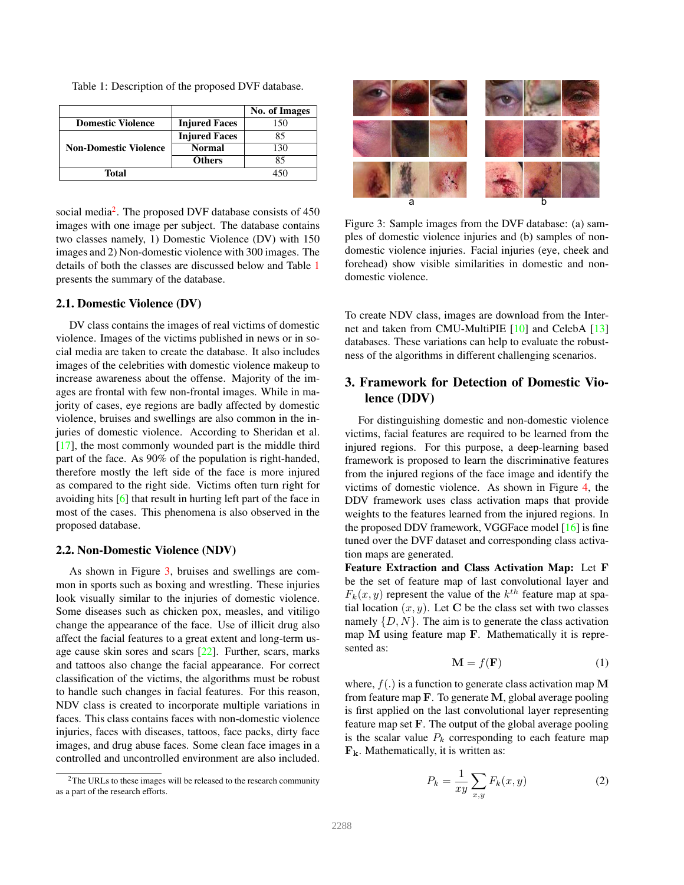Table 1: Description of the proposed DVF database.

| | | No. of Images |
|---|---|---|
| Domestic Violence | Injured Faces | 150 |
| Non-Domestic Violence | Injured Faces | 85 |
| | Normal | 130 |
| | Others | 85 |
| Total | | 450 |

social media[2]. The proposed DVF database consists of 450 images with one image per subject. The database contains two classes namely, 1) Domestic Violence (DV) with 150 images and 2) Non-domestic violence with 300 images. The details of both the classes are discussed below and Table 1 presents the summary of the database.

### 2.1. Domestic Violence (DV)

DV class contains the images of real victims of domestic violence. Images of the victims published in news or in social media are taken to create the database. It also includes images of the celebrities with domestic violence makeup to increase awareness about the offense. Majority of the images are frontal with few non-frontal images. While in majority of cases, eye regions are badly affected by domestic violence, bruises and swellings are also common in the injuries of domestic violence. According to Sheridan et al. [17], the most commonly wounded part is the middle third part of the face. As 90% of the population is right-handed, therefore mostly the left side of the face is more injured as compared to the right side. Victims often turn right for avoiding hits [6] that result in hurting left part of the face in most of the cases. This phenomena is also observed in the proposed database.

### 2.2. Non-Domestic Violence (NDV)

As shown in Figure 3, bruises and swellings are common in sports such as boxing and wrestling. These injuries look visually similar to the injuries of domestic violence. Some diseases such as chicken pox, measles, and vitiligo change the appearance of the face. Use of illicit drug also affect the facial features to a great extent and long-term usage cause skin sores and scars [22]. Further, scars, marks and tattoos also change the facial appearance. For correct classification of the victims, the algorithms must be robust to handle such changes in facial features. For this reason, NDV class is created to incorporate multiple variations in faces. This class contains faces with non-domestic violence injuries, faces with diseases, tattoos, face packs, dirty face images, and drug abuse faces. Some clean face images in a controlled and uncontrolled environment are also included.

[2] The URLs to these images will be released to the research community as a part of the research efforts.

Figure 3: Sample images from the DVF database: (a) samples of domestic violence injuries and (b) samples of non-domestic violence injuries. Facial injuries (eye, cheek and forehead) show visible similarities in domestic and non-domestic violence.

To create NDV class, images are download from the Internet and taken from CMU-MultiPIE [10] and CelebA [13] databases. These variations can help to evaluate the robustness of the algorithms in different challenging scenarios.

## 3. Framework for Detection of Domestic Violence (DDV)

For distinguishing domestic and non-domestic violence victims, facial features are required to be learned from the injured regions. For this purpose, a deep-learning based framework is proposed to learn the discriminative features from the injured regions of the face image and identify the victims of domestic violence. As shown in Figure 4, the DDV framework uses class activation maps that provide weights to the features learned from the injured regions. In the proposed DDV framework, VGGFace model [16] is fine tuned over the DVF dataset and corresponding class activation maps are generated.

**Feature Extraction and Class Activation Map:** Let $\mathbf{F}$ be the set of feature map of last convolutional layer and $F_k(x, y)$ represent the value of the $k^{th}$ feature map at spatial location $(x, y)$. Let $\mathbf{C}$ be the class set with two classes namely $\{D, N\}$. The aim is to generate the class activation map $\mathbf{M}$ using feature map $\mathbf{F}$. Mathematically it is represented as:

$$\mathbf{M} = f(\mathbf{F}) \tag{1}$$

where, $f(.)$ is a function to generate class activation map $\mathbf{M}$ from feature map $\mathbf{F}$. To generate $\mathbf{M}$, global average pooling is first applied on the last convolutional layer representing feature map set $\mathbf{F}$. The output of the global average pooling is the scalar value $P_k$ corresponding to each feature map $\mathbf{F_k}$. Mathematically, it is written as:

$$P_k = \frac{1}{xy} \sum_{x,y} F_k(x, y) \tag{2}$$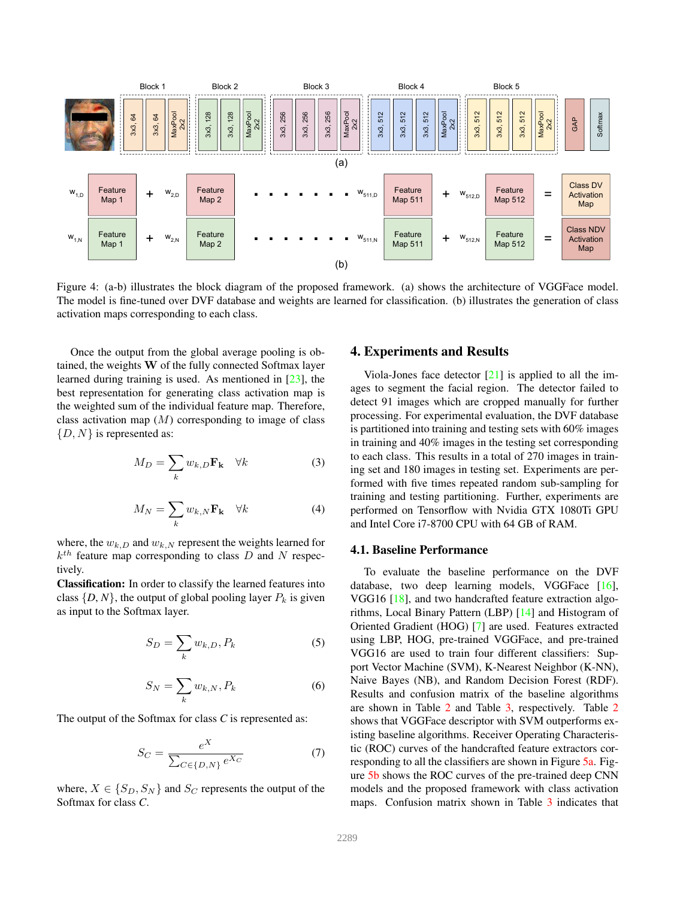Figure 4: (a-b) illustrates the block diagram of the proposed framework. (a) shows the architecture of VGGFace model. The model is fine-tuned over DVF database and weights are learned for classification. (b) illustrates the generation of class activation maps corresponding to each class.

Once the output from the global average pooling is obtained, the weights $\mathbf{W}$ of the fully connected Softmax layer learned during training is used. As mentioned in [23], the best representation for generating class activation map is the weighted sum of the individual feature map. Therefore, class activation map ($M$) corresponding to image of class $\{D, N\}$ is represented as:

$$M_D = \sum_k w_{k,D} \mathbf{F_k} \quad \forall k \tag{3}$$

$$M_N = \sum_k w_{k,N} \mathbf{F_k} \quad \forall k \tag{4}$$

where, the $w_{k,D}$ and $w_{k,N}$ represent the weights learned for $k^{th}$ feature map corresponding to class $D$ and $N$ respectively.

**Classification:** In order to classify the learned features into class $\{D, N\}$, the output of global pooling layer $P_k$ is given as input to the Softmax layer.

$$S_D = \sum_k w_{k,D}, P_k \tag{5}$$

$$S_N = \sum_k w_{k,N}, P_k \tag{6}$$

The output of the Softmax for class *C* is represented as:

$$S_C = \frac{e^X}{\sum_{C \in \{D,N\}} e^{X_C}} \tag{7}$$

where, $X \in \{S_D, S_N\}$ and $S_C$ represents the output of the Softmax for class *C*.

## 4. Experiments and Results

Viola-Jones face detector [21] is applied to all the images to segment the facial region. The detector failed to detect 91 images which are cropped manually for further processing. For experimental evaluation, the DVF database is partitioned into training and testing sets with 60% images in training and 40% images in the testing set corresponding to each class. This results in a total of 270 images in training set and 180 images in testing set. Experiments are performed with five times repeated random sub-sampling for training and testing partitioning. Further, experiments are performed on Tensorflow with Nvidia GTX 1080Ti GPU and Intel Core i7-8700 CPU with 64 GB of RAM.

### 4.1. Baseline Performance

To evaluate the baseline performance on the DVF database, two deep learning models, VGGFace [16], VGG16 [18], and two handcrafted feature extraction algorithms, Local Binary Pattern (LBP) [14] and Histogram of Oriented Gradient (HOG) [7] are used. Features extracted using LBP, HOG, pre-trained VGGFace, and pre-trained VGG16 are used to train four different classifiers: Support Vector Machine (SVM), K-Nearest Neighbor (K-NN), Naive Bayes (NB), and Random Decision Forest (RDF). Results and confusion matrix of the baseline algorithms are shown in Table 2 and Table 3, respectively. Table 2 shows that VGGFace descriptor with SVM outperforms existing baseline algorithms. Receiver Operating Characteristic (ROC) curves of the handcrafted feature extractors corresponding to all the classifiers are shown in Figure 5a. Figure 5b shows the ROC curves of the pre-trained deep CNN models and the proposed framework with class activation maps. Confusion matrix shown in Table 3 indicates that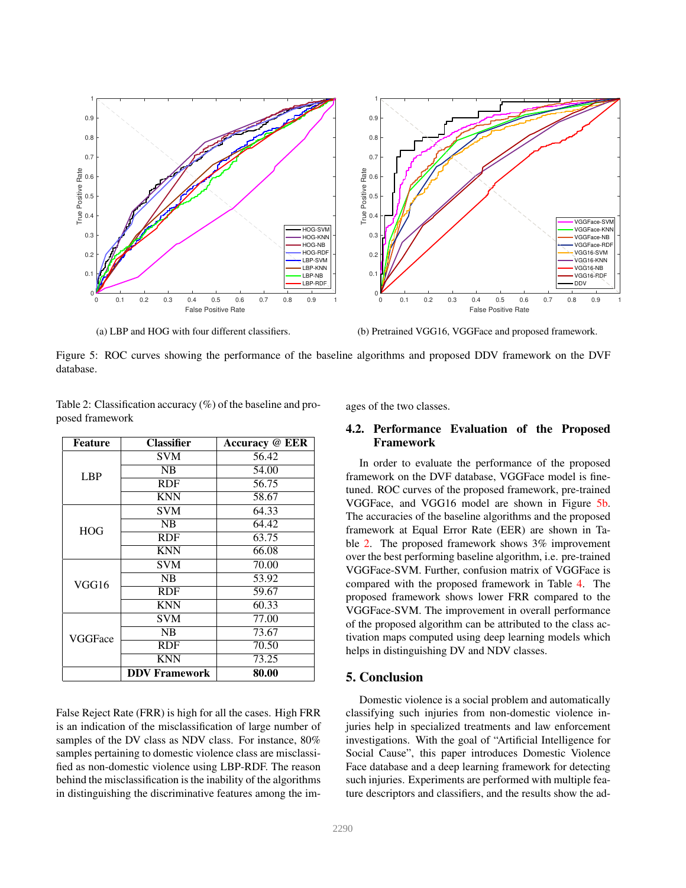(a) LBP and HOG with four different classifiers.

(b) Pretrained VGG16, VGGFace and proposed framework.

Figure 5: ROC curves showing the performance of the baseline algorithms and proposed DDV framework on the DVF database.

Table 2: Classification accuracy (%) of the baseline and proposed framework

| Feature | Classifier | Accuracy @ EER |
|---|---|---|
| LBP | SVM | 56.42 |
| | NB | 54.00 |
| | RDF | 56.75 |
| | KNN | 58.67 |
| HOG | SVM | 64.33 |
| | NB | 64.42 |
| | RDF | 63.75 |
| | KNN | 66.08 |
| VGG16 | SVM | 70.00 |
| | NB | 53.92 |
| | RDF | 59.67 |
| | KNN | 60.33 |
| VGGFace | SVM | 77.00 |
| | NB | 73.67 |
| | RDF | 70.50 |
| | KNN | 73.25 |
| | **DDV Framework** | **80.00** |

False Reject Rate (FRR) is high for all the cases. High FRR is an indication of the misclassification of large number of samples of the DV class as NDV class. For instance, 80% samples pertaining to domestic violence class are misclassified as non-domestic violence using LBP-RDF. The reason behind the misclassification is the inability of the algorithms in distinguishing the discriminative features among the images of the two classes.

### 4.2. Performance Evaluation of the Proposed Framework

In order to evaluate the performance of the proposed framework on the DVF database, VGGFace model is fine-tuned. ROC curves of the proposed framework, pre-trained VGGFace, and VGG16 model are shown in Figure 5b. The accuracies of the baseline algorithms and the proposed framework at Equal Error Rate (EER) are shown in Table 2. The proposed framework shows 3% improvement over the best performing baseline algorithm, i.e. pre-trained VGGFace-SVM. Further, confusion matrix of VGGFace is compared with the proposed framework in Table 4. The proposed framework shows lower FRR compared to the VGGFace-SVM. The improvement in overall performance of the proposed algorithm can be attributed to the class activation maps computed using deep learning models which helps in distinguishing DV and NDV classes.

## 5. Conclusion

Domestic violence is a social problem and automatically classifying such injuries from non-domestic violence injuries help in specialized treatments and law enforcement investigations. With the goal of "Artificial Intelligence for Social Cause", this paper introduces Domestic Violence Face database and a deep learning framework for detecting such injuries. Experiments are performed with multiple feature descriptors and classifiers, and the results show the ad-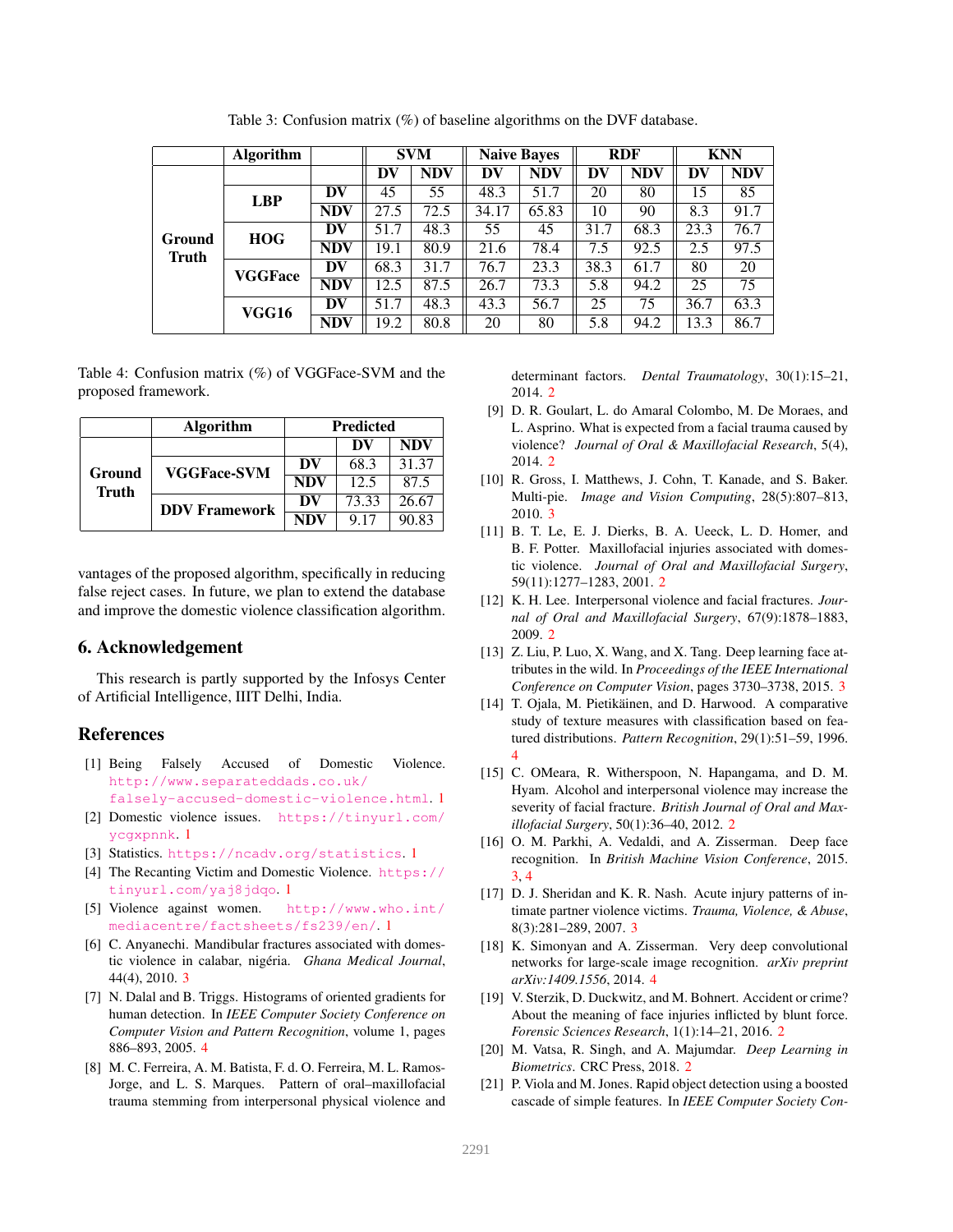Table 3: Confusion matrix (%) of baseline algorithms on the DVF database.

| | Algorithm | | SVM | | Naive Bayes | | RDF | | KNN | |
|---|---|---|---|---|---|---|---|---|---|---|
| | | | DV | NDV | DV | NDV | DV | NDV | DV | NDV |
| Ground Truth | LBP | DV | 45 | 55 | 48.3 | 51.7 | 20 | 80 | 15 | 85 |
| | | NDV | 27.5 | 72.5 | 34.17 | 65.83 | 10 | 90 | 8.3 | 91.7 |
| | HOG | DV | 51.7 | 48.3 | 55 | 45 | 31.7 | 68.3 | 23.3 | 76.7 |
| | | NDV | 19.1 | 80.9 | 21.6 | 78.4 | 7.5 | 92.5 | 2.5 | 97.5 |
| | VGGFace | DV | 68.3 | 31.7 | 76.7 | 23.3 | 38.3 | 61.7 | 80 | 20 |
| | | NDV | 12.5 | 87.5 | 26.7 | 73.3 | 5.8 | 94.2 | 25 | 75 |
| | VGG16 | DV | 51.7 | 48.3 | 43.3 | 56.7 | 25 | 75 | 36.7 | 63.3 |
| | | NDV | 19.2 | 80.8 | 20 | 80 | 5.8 | 94.2 | 13.3 | 86.7 |

Table 4: Confusion matrix (%) of VGGFace-SVM and the proposed framework.

| | Algorithm | | Predicted | |
|---|---|---|---|---|
| | | | DV | NDV |
| Ground Truth | VGGFace-SVM | DV | 68.3 | 31.37 |
| | | NDV | 12.5 | 87.5 |
| | DDV Framework | DV | 73.33 | 26.67 |
| | | NDV | 9.17 | 90.83 |

vantages of the proposed algorithm, specifically in reducing false reject cases. In future, we plan to extend the database and improve the domestic violence classification algorithm.

## 6. Acknowledgement

This research is partly supported by the Infosys Center of Artificial Intelligence, IIIT Delhi, India.

## References

[1] Being Falsely Accused of Domestic Violence. http://www.separateddads.co.uk/falsely-accused-domestic-violence.html. 1

[2] Domestic violence issues. https://tinyurl.com/ycgxpnnk. 1

[3] Statistics. https://ncadv.org/statistics. 1

[4] The Recanting Victim and Domestic Violence. https://tinyurl.com/yaj8jdqo. 1

[5] Violence against women. http://www.who.int/mediacentre/factsheets/fs239/en/. 1

[6] C. Anyanechi. Mandibular fractures associated with domestic violence in calabar, nigéria. *Ghana Medical Journal*, 44(4), 2010. 3

[7] N. Dalal and B. Triggs. Histograms of oriented gradients for human detection. In *IEEE Computer Society Conference on Computer Vision and Pattern Recognition*, volume 1, pages 886–893, 2005. 4

[8] M. C. Ferreira, A. M. Batista, F. d. O. Ferreira, M. L. Ramos-Jorge, and L. S. Marques. Pattern of oral–maxillofacial trauma stemming from interpersonal physical violence and determinant factors. *Dental Traumatology*, 30(1):15–21, 2014. 2

[9] D. R. Goulart, L. do Amaral Colombo, M. De Moraes, and L. Asprino. What is expected from a facial trauma caused by violence? *Journal of Oral & Maxillofacial Research*, 5(4), 2014. 2

[10] R. Gross, I. Matthews, J. Cohn, T. Kanade, and S. Baker. Multi-pie. *Image and Vision Computing*, 28(5):807–813, 2010. 3

[11] B. T. Le, E. J. Dierks, B. A. Ueeck, L. D. Homer, and B. F. Potter. Maxillofacial injuries associated with domestic violence. *Journal of Oral and Maxillofacial Surgery*, 59(11):1277–1283, 2001. 2

[12] K. H. Lee. Interpersonal violence and facial fractures. *Journal of Oral and Maxillofacial Surgery*, 67(9):1878–1883, 2009. 2

[13] Z. Liu, P. Luo, X. Wang, and X. Tang. Deep learning face attributes in the wild. In *Proceedings of the IEEE International Conference on Computer Vision*, pages 3730–3738, 2015. 3

[14] T. Ojala, M. Pietikäinen, and D. Harwood. A comparative study of texture measures with classification based on featured distributions. *Pattern Recognition*, 29(1):51–59, 1996. 4

[15] C. OMeara, R. Witherspoon, N. Hapangama, and D. M. Hyam. Alcohol and interpersonal violence may increase the severity of facial fracture. *British Journal of Oral and Maxillofacial Surgery*, 50(1):36–40, 2012. 2

[16] O. M. Parkhi, A. Vedaldi, and A. Zisserman. Deep face recognition. In *British Machine Vision Conference*, 2015. 3, 4

[17] D. J. Sheridan and K. R. Nash. Acute injury patterns of intimate partner violence victims. *Trauma, Violence, & Abuse*, 8(3):281–289, 2007. 3

[18] K. Simonyan and A. Zisserman. Very deep convolutional networks for large-scale image recognition. *arXiv preprint arXiv:1409.1556*, 2014. 4

[19] V. Sterzik, D. Duckwitz, and M. Bohnert. Accident or crime? About the meaning of face injuries inflicted by blunt force. *Forensic Sciences Research*, 1(1):14–21, 2016. 2

[20] M. Vatsa, R. Singh, and A. Majumdar. *Deep Learning in Biometrics*. CRC Press, 2018. 2

[21] P. Viola and M. Jones. Rapid object detection using a boosted cascade of simple features. In *IEEE Computer Society Con-*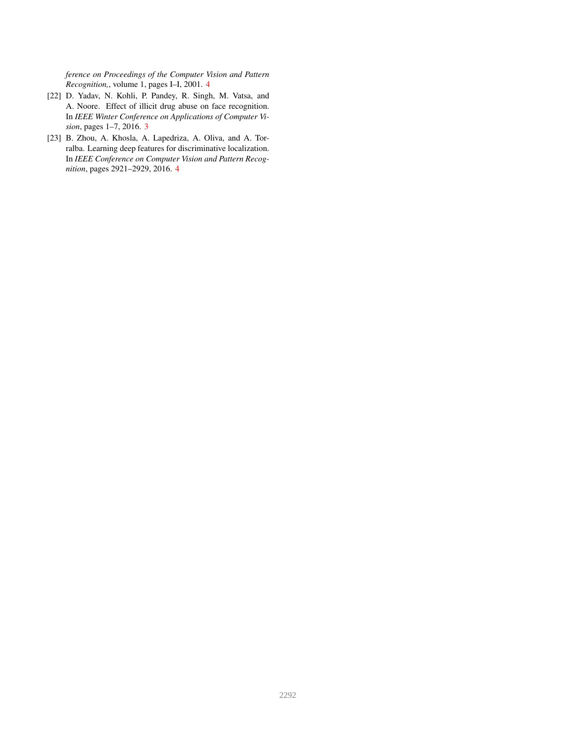*ference on Proceedings of the Computer Vision and Pattern Recognition,*, volume 1, pages I–I, 2001. 4

[22] D. Yadav, N. Kohli, P. Pandey, R. Singh, M. Vatsa, and A. Noore. Effect of illicit drug abuse on face recognition. In *IEEE Winter Conference on Applications of Computer Vision*, pages 1–7, 2016. 3

[23] B. Zhou, A. Khosla, A. Lapedriza, A. Oliva, and A. Torralba. Learning deep features for discriminative localization. In *IEEE Conference on Computer Vision and Pattern Recognition*, pages 2921–2929, 2016. 4